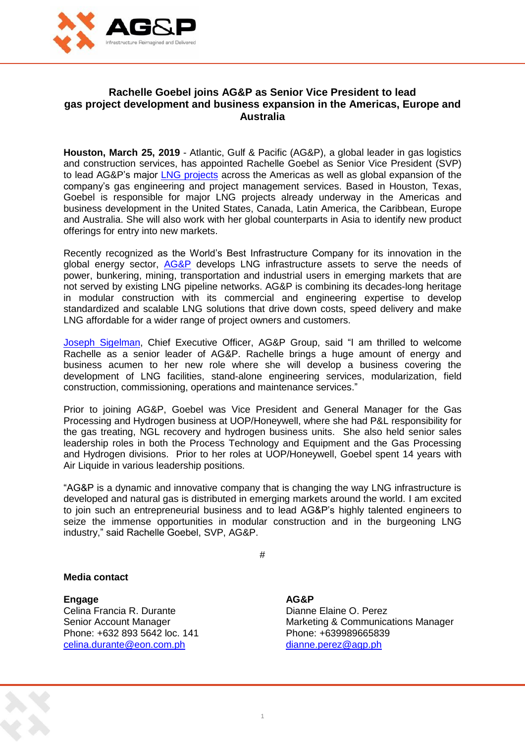# Rachelle Goebel joins AG&P as Senior Vice President to lead gas project development and business expansion in the Americas, Europe and Australia

**Houston, March 25, 2019** - Atlantic, Gulf & Pacific (AG&P), a global leader in gas logistics and construction services, has appointed Rachelle Goebel as Senior Vice President (SVP) to lead AG&P's major LNG projects across the Americas as well as global expansion of the company's gas engineering and project management services. Based in Houston, Texas, Goebel is responsible for major LNG projects already underway in the Americas and business development in the United States, Canada, Latin America, the Caribbean, Europe and Australia. She will also work with her global counterparts in Asia to identify new product offerings for entry into new markets.

Recently recognized as the World's Best Infrastructure Company for its innovation in the global energy sector, AG&P develops LNG infrastructure assets to serve the needs of power, bunkering, mining, transportation and industrial users in emerging markets that are not served by existing LNG pipeline networks. AG&P is combining its decades-long heritage in modular construction with its commercial and engineering expertise to develop standardized and scalable LNG solutions that drive down costs, speed delivery and make LNG affordable for a wider range of project owners and customers.

Joseph Sigelman, Chief Executive Officer, AG&P Group, said "I am thrilled to welcome Rachelle as a senior leader of AG&P. Rachelle brings a huge amount of energy and business acumen to her new role where she will develop a business covering the development of LNG facilities, stand-alone engineering services, modularization, field construction, commissioning, operations and maintenance services."

Prior to joining AG&P, Goebel was Vice President and General Manager for the Gas Processing and Hydrogen business at UOP/Honeywell, where she had P&L responsibility for the gas treating, NGL recovery and hydrogen business units. She also held senior sales leadership roles in both the Process Technology and Equipment and the Gas Processing and Hydrogen divisions. Prior to her roles at UOP/Honeywell, Goebel spent 14 years with Air Liquide in various leadership positions.

"AG&P is a dynamic and innovative company that is changing the way LNG infrastructure is developed and natural gas is distributed in emerging markets around the world. I am excited to join such an entrepreneurial business and to lead AG&P's highly talented engineers to seize the immense opportunities in modular construction and in the burgeoning LNG industry," said Rachelle Goebel, SVP, AG&P.

#

**Media contact**

**Engage**
Celina Francia R. Durante
Senior Account Manager
Phone: +632 893 5642 loc. 141
celina.durante@eon.com.ph

**AG&P**
Dianne Elaine O. Perez
Marketing & Communications Manager
Phone: +639989665839
dianne.perez@agp.ph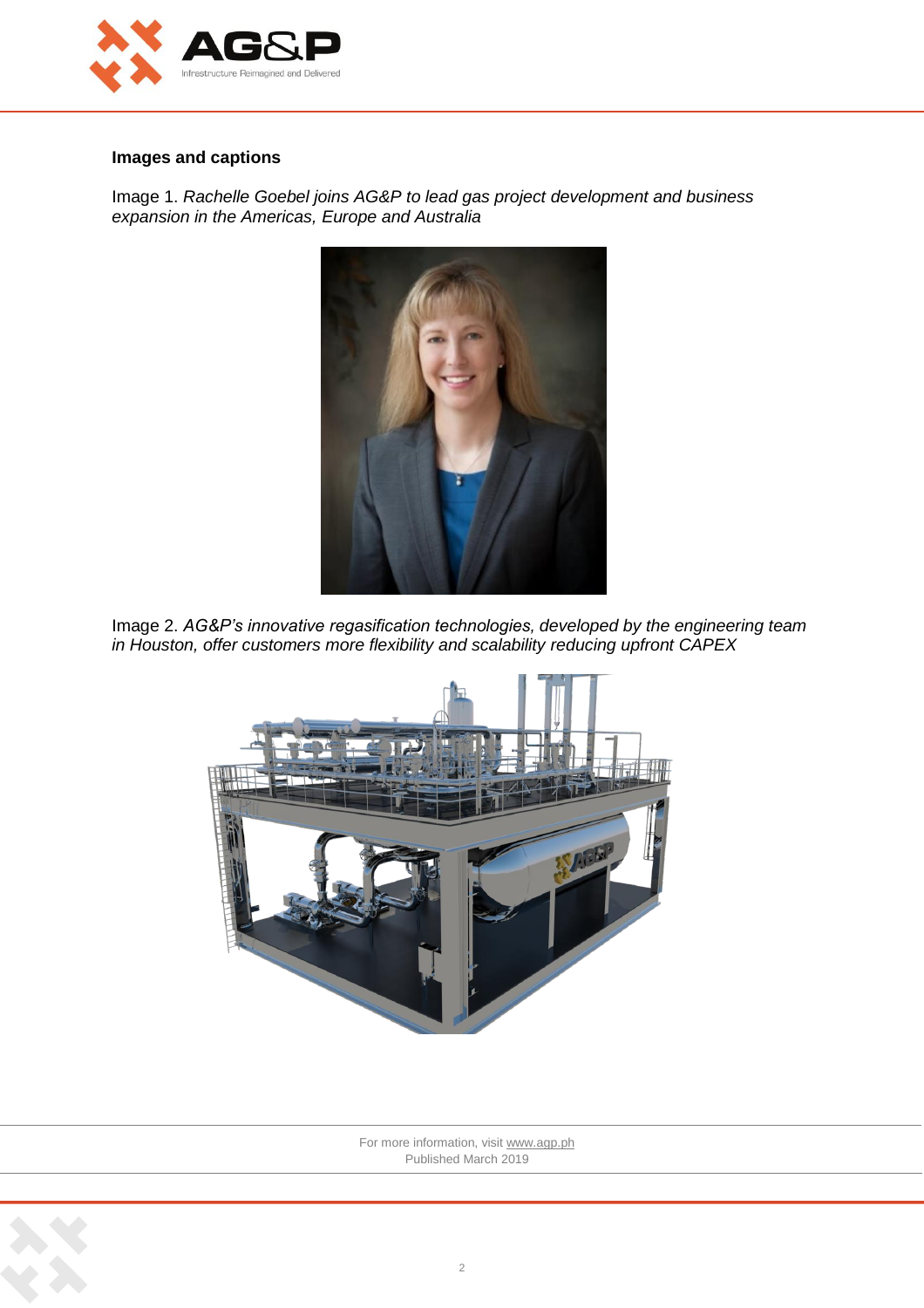**Images and captions**

Image 1. *Rachelle Goebel joins AG&P to lead gas project development and business expansion in the Americas, Europe and Australia*

Image 2. *AG&P's innovative regasification technologies, developed by the engineering team in Houston, offer customers more flexibility and scalability reducing upfront CAPEX*

For more information, visit www.agp.ph
Published March 2019